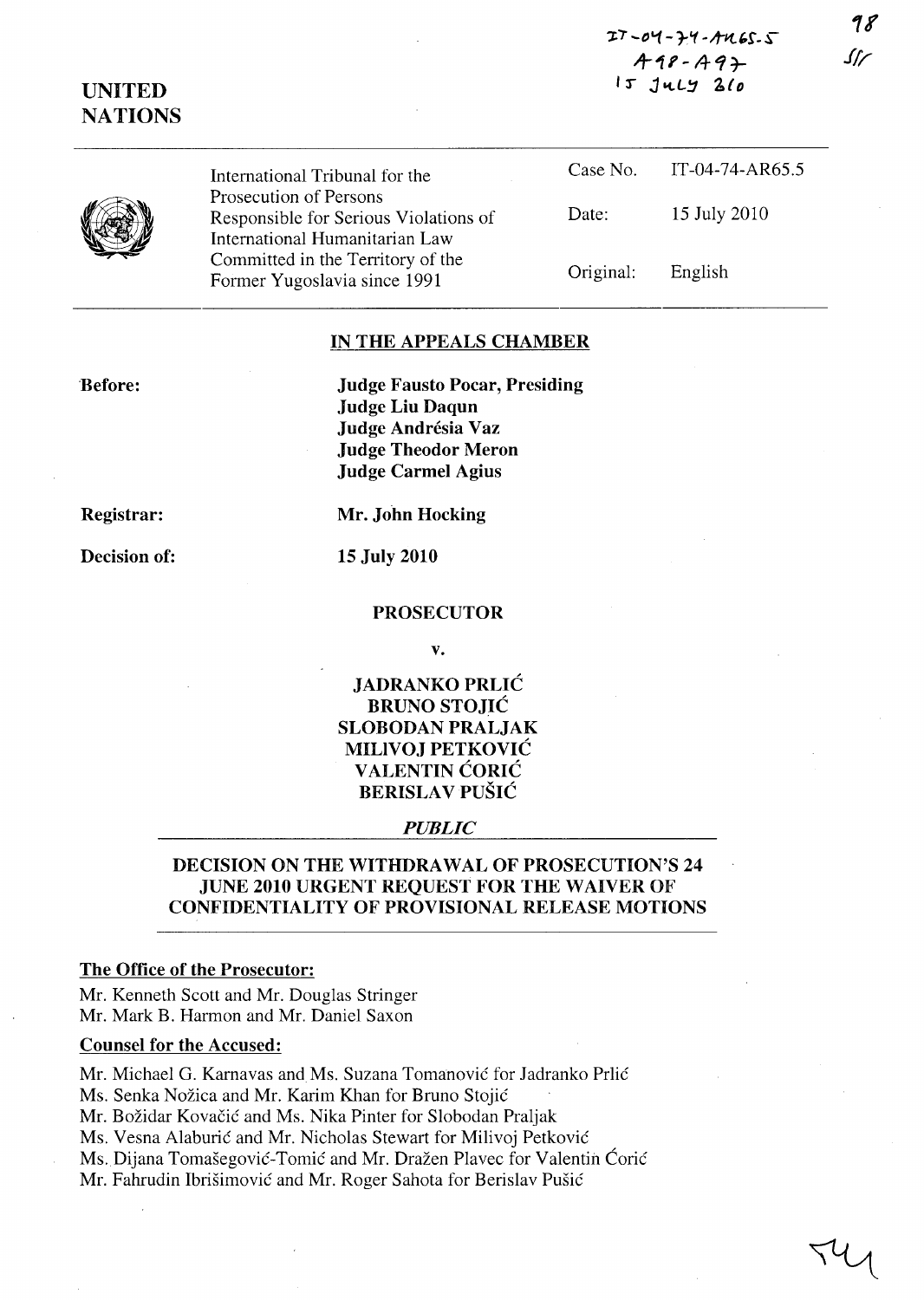IT-04-74-AR65.5
A98-A97
15 July 2010

98
SlY

**UNITED NATIONS**

| | | |
|---|---|---|
| International Tribunal for the Prosecution of Persons Responsible for Serious Violations of International Humanitarian Law Committed in the Territory of the Former Yugoslavia since 1991 | Case No. | IT-04-74-AR65.5 |
| | Date: | 15 July 2010 |
| | Original: | English |

## IN THE APPEALS CHAMBER

**Before:**

**Judge Fausto Pocar, Presiding**
**Judge Liu Daqun**
**Judge Andrésia Vaz**
**Judge Theodor Meron**
**Judge Carmel Agius**

**Registrar:** **Mr. John Hocking**

**Decision of:** **15 July 2010**

**PROSECUTOR**

**v.**

**JADRANKO PRLIĆ**
**BRUNO STOJIĆ**
**SLOBODAN PRALJAK**
**MILIVOJ PETKOVIĆ**
**VALENTIN ĆORIĆ**
**BERISLAV PUŠIĆ**

***PUBLIC***

## DECISION ON THE WITHDRAWAL OF PROSECUTION'S 24 JUNE 2010 URGENT REQUEST FOR THE WAIVER OF CONFIDENTIALITY OF PROVISIONAL RELEASE MOTIONS

**The Office of the Prosecutor:**

Mr. Kenneth Scott and Mr. Douglas Stringer
Mr. Mark B. Harmon and Mr. Daniel Saxon

**Counsel for the Accused:**

Mr. Michael G. Karnavas and Ms. Suzana Tomanović for Jadranko Prlić
Ms. Senka Nožica and Mr. Karim Khan for Bruno Stojić
Mr. Božidar Kovačić and Ms. Nika Pinter for Slobodan Praljak
Ms. Vesna Alaburić and Mr. Nicholas Stewart for Milivoj Petković
Ms. Dijana Tomašegović-Tomić and Mr. Dražen Plavec for Valentin Ćorić
Mr. Fahrudin Ibrišimović and Mr. Roger Sahota for Berislav Pušić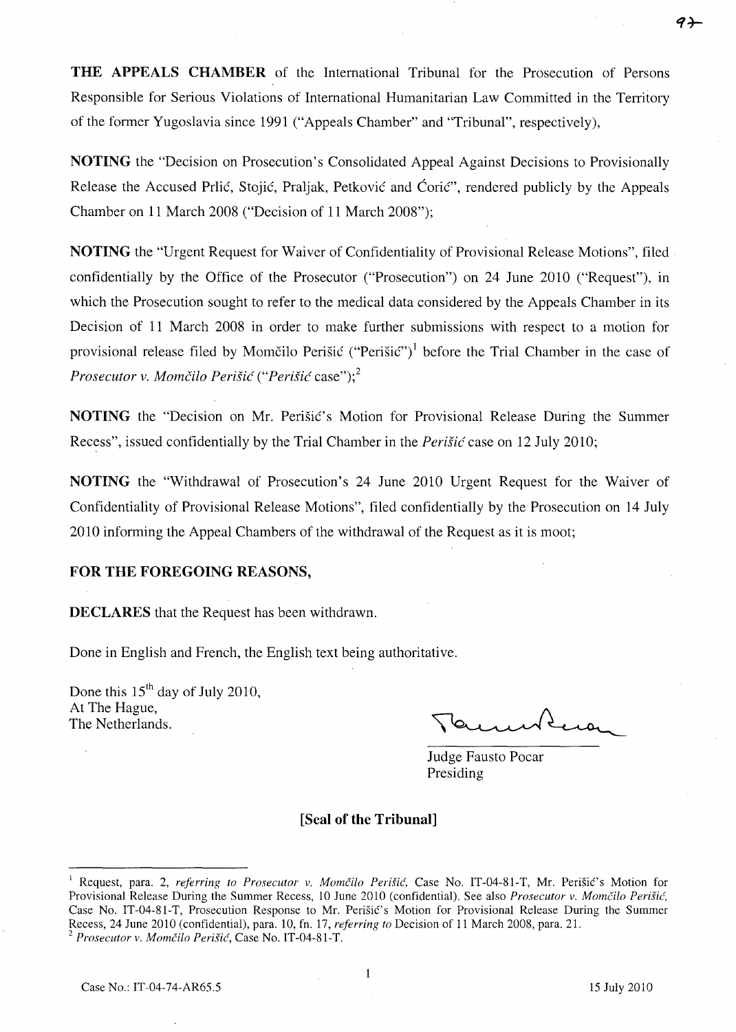**THE APPEALS CHAMBER** of the International Tribunal for the Prosecution of Persons Responsible for Serious Violations of International Humanitarian Law Committed in the Territory of the former Yugoslavia since 1991 ("Appeals Chamber" and "Tribunal", respectively),

**NOTING** the "Decision on Prosecution's Consolidated Appeal Against Decisions to Provisionally Release the Accused Prlić, Stojić, Praljak, Petković and Ćorić", rendered publicly by the Appeals Chamber on 11 March 2008 ("Decision of 11 March 2008");

**NOTING** the "Urgent Request for Waiver of Confidentiality of Provisional Release Motions", filed confidentially by the Office of the Prosecutor ("Prosecution") on 24 June 2010 ("Request"), in which the Prosecution sought to refer to the medical data considered by the Appeals Chamber in its Decision of 11 March 2008 in order to make further submissions with respect to a motion for provisional release filed by Momčilo Perišić ("Perišić")[1] before the Trial Chamber in the case of *Prosecutor v. Momčilo Perišić* ("*Perišić* case");[2]

**NOTING** the "Decision on Mr. Perišić's Motion for Provisional Release During the Summer Recess", issued confidentially by the Trial Chamber in the *Perišić* case on 12 July 2010;

**NOTING** the "Withdrawal of Prosecution's 24 June 2010 Urgent Request for the Waiver of Confidentiality of Provisional Release Motions", filed confidentially by the Prosecution on 14 July 2010 informing the Appeal Chambers of the withdrawal of the Request as it is moot;

**FOR THE FOREGOING REASONS,**

**DECLARES** that the Request has been withdrawn.

Done in English and French, the English text being authoritative.

Done this 15th day of July 2010,
At The Hague,
The Netherlands.

Judge Fausto Pocar
Presiding

**[Seal of the Tribunal]**

---

[1] Request, para. 2, *referring to Prosecutor v. Momčilo Perišić*, Case No. IT-04-81-T, Mr. Perišić's Motion for Provisional Release During the Summer Recess, 10 June 2010 (confidential). See also *Prosecutor v. Momčilo Perišić*, Case No. IT-04-81-T, Prosecution Response to Mr. Perišić's Motion for Provisional Release During the Summer Recess, 24 June 2010 (confidential), para. 10, fn. 17, *referring to* Decision of 11 March 2008, para. 21.

[2] *Prosecutor v. Momčilo Perišić*, Case No. IT-04-81-T.

Case No.: IT-04-74-AR65.5 15 July 2010